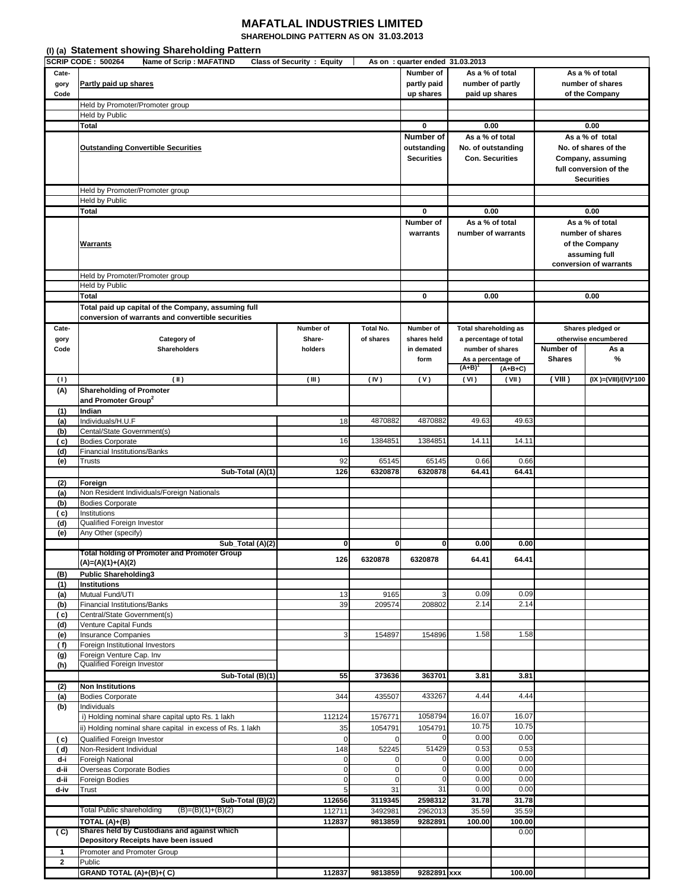# MAFATLAL INDUSTRIES LIMITED

**SHAREHOLDING PATTERN AS ON 31.03.2013**

## (I) (a) Statement showing Shareholding Pattern

| SCRIP CODE : 500264 | Name of Scrip : MAFATIND | Class of Security : Equity | As on : quarter ended 31.03.2013 | | |
|---|---|---|---|---|---|
| **Cate-gory Code** | **Partly paid up shares** | | **Number of partly paid up shares** | **As a % of total number of partly paid up shares** | **As a % of total number of shares of the Company** |
| | Held by Promoter/Promoter group | | | | |
| | Held by Public | | | | |
| | **Total** | | **0** | **0.00** | **0.00** |
| | **Outstanding Convertible Securities** | | **Number of outstanding Securities** | **As a % of total No. of outstanding Con. Securities** | **As a % of total No. of shares of the Company, assuming full conversion of the Securities** |
| | Held by Promoter/Promoter group | | | | |
| | Held by Public | | | | |
| | **Total** | | **0** | **0.00** | **0.00** |
| | **Warrants** | | **Number of warrants** | **As a % of total number of warrants** | **As a % of total number of shares of the Company assuming full conversion of warrants** |
| | Held by Promoter/Promoter group | | | | |
| | Held by Public | | | | |
| | **Total** | | **0** | **0.00** | **0.00** |
| | **Total paid up capital of the Company, assuming full conversion of warrants and convertible securities** | | | | |

| Cate-gory Code | Category of Shareholders | Number of Share-holders | Total No. of shares | Number of shares held in demated form | Total shareholding as a percentage of total number of shares As a percentage of (A+B)[1] | (A+B+C) | Shares pledged or otherwise encumbered Number of Shares | As a % |
|---|---|---|---|---|---|---|---|---|
| ( I ) | ( II ) | ( III ) | ( IV ) | ( V ) | ( VI ) | ( VII ) | ( VIII ) | (IX )=(VIII)/(IV)*100 |
| **(A)** | **Shareholding of Promoter and Promoter Group[2]** | | | | | | | |
| **(1)** | **Indian** | | | | | | | |
| (a) | Individuals/H.U.F | 18 | 4870882 | 4870882 | 49.63 | 49.63 | | |
| (b) | Cental/State Government(s) | | | | | | | |
| ( c) | Bodies Corporate | 16 | 1384851 | 1384851 | 14.11 | 14.11 | | |
| (d) | Financial Institutions/Banks | | | | | | | |
| (e) | Trusts | 92 | 65145 | 65145 | 0.66 | 0.66 | | |
| | **Sub-Total (A)(1)** | **126** | **6320878** | **6320878** | **64.41** | **64.41** | | |
| **(2)** | **Foreign** | | | | | | | |
| (a) | Non Resident Individuals/Foreign Nationals | | | | | | | |
| (b) | Bodies Corporate | | | | | | | |
| ( c) | Institutions | | | | | | | |
| (d) | Qualified Foreign Investor | | | | | | | |
| (e) | Any Other (specify) | | | | | | | |
| | **Sub_Total (A)(2)** | **0** | **0** | **0** | **0.00** | **0.00** | | |
| | **Total holding of Promoter and Promoter Group (A)=(A)(1)+(A)(2)** | **126** | **6320878** | **6320878** | **64.41** | **64.41** | | |
| **(B)** | **Public Shareholding3** | | | | | | | |
| **(1)** | **Institutions** | | | | | | | |
| (a) | Mutual Fund/UTI | 13 | 9165 | 3 | 0.09 | 0.09 | | |
| (b) | Financial Institutions/Banks | 39 | 209574 | 208802 | 2.14 | 2.14 | | |
| ( c) | Central/State Government(s) | | | | | | | |
| (d) | Venture Capital Funds | | | | | | | |
| (e) | Insurance Companies | 3 | 154897 | 154896 | 1.58 | 1.58 | | |
| ( f) | Foreign Institutional Investors | | | | | | | |
| (g) | Foreign Venture Cap. Inv | | | | | | | |
| (h) | Qualified Foreign Investor | | | | | | | |
| | **Sub-Total (B)(1)** | **55** | **373636** | **363701** | **3.81** | **3.81** | | |
| **(2)** | **Non Institutions** | | | | | | | |
| (a) | Bodies Corporate | 344 | 435507 | 433267 | 4.44 | 4.44 | | |
| (b) | Individuals | | | | | | | |
| | i) Holding nominal share capital upto Rs. 1 lakh | 112124 | 1576771 | 1058794 | 16.07 | 16.07 | | |
| | ii) Holding nominal share capital in excess of Rs. 1 lakh | 35 | 1054791 | 1054791 | 10.75 | 10.75 | | |
| ( c) | Qualified Foreign Investor | 0 | 0 | 0 | 0.00 | 0.00 | | |
| ( d) | Non-Resident Individual | 148 | 52245 | 51429 | 0.53 | 0.53 | | |
| d-i | Foreign National | 0 | 0 | 0 | 0.00 | 0.00 | | |
| d-ii | Overseas Corporate Bodies | 0 | 0 | 0 | 0.00 | 0.00 | | |
| d-ii | Foreign Bodies | 0 | 0 | 0 | 0.00 | 0.00 | | |
| d-iv | Trust | 5 | 31 | 31 | 0.00 | 0.00 | | |
| | **Sub-Total (B)(2)** | **112656** | **3119345** | **2598312** | **31.78** | **31.78** | | |
| | Total Public shareholding (B)=(B)(1)+(B)(2) | 112711 | 3492981 | 2962013 | 35.59 | 35.59 | | |
| | **TOTAL (A)+(B)** | **112837** | **9813859** | **9282891** | **100.00** | **100.00** | | |
| **( C)** | **Shares held by Custodians and against which Depository Receipts have been issued** | | | | | 0.00 | | |
| **1** | Promoter and Promoter Group | | | | | | | |
| **2** | Public | | | | | | | |
| | **GRAND TOTAL (A)+(B)+( C)** | **112837** | **9813859** | **9282891** | **xxx** | **100.00** | | |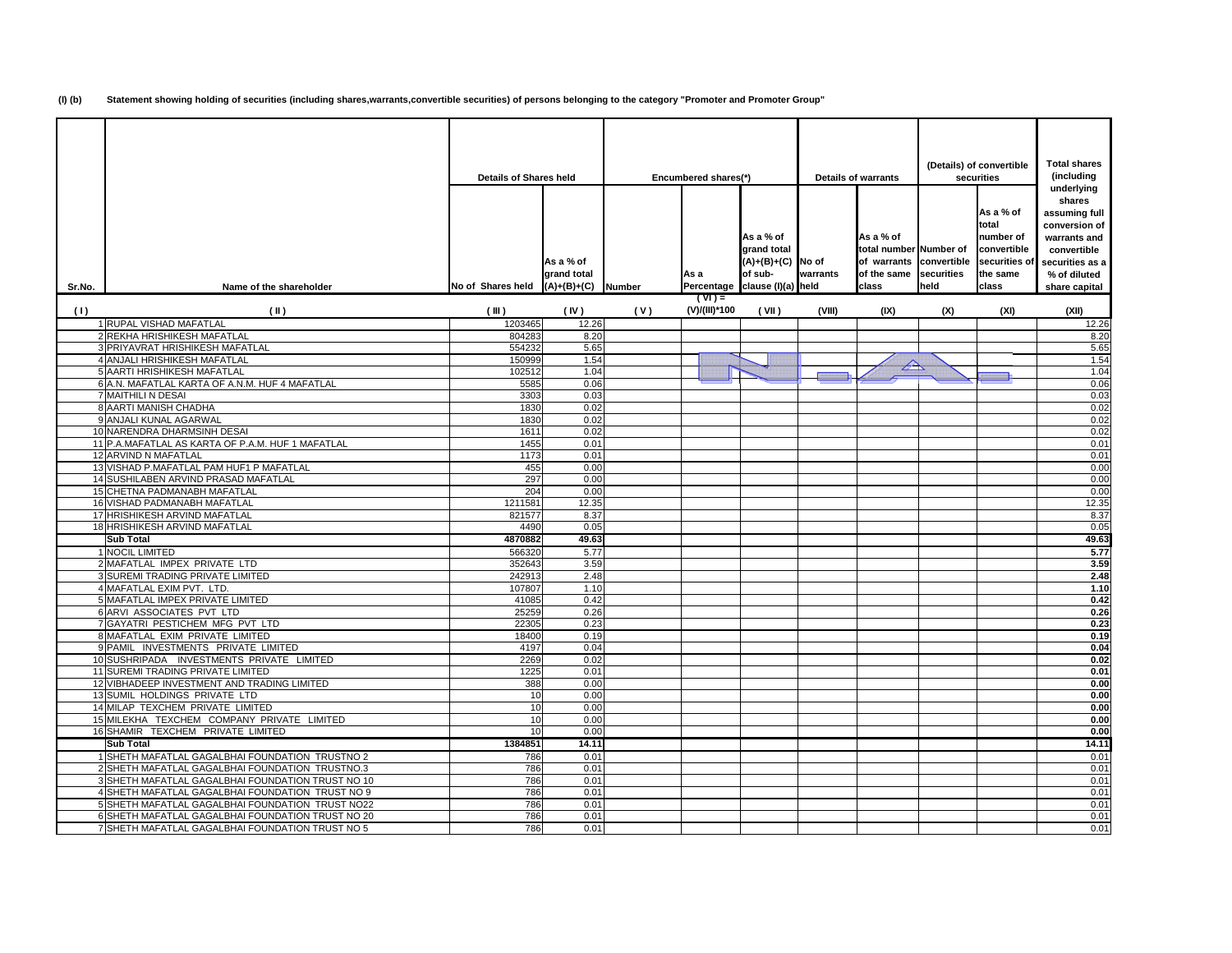**(I) (b) Statement showing holding of securities (including shares,warrants,convertible securities) of persons belonging to the category "Promoter and Promoter Group"**

| Sr.No. | Name of the shareholder | Details of Shares held | | Encumbered shares(*) | | | Details of warrants | | (Details) of convertible securities | | Total shares (including underlying shares assuming full conversion of warrants and convertible securities as a % of diluted share capital |
|---|---|---|---|---|---|---|---|---|---|---|---|
| | | No of Shares held | As a % of grand total (A)+(B)+(C) | Number | As a Percentage | As a % of grand total (A)+(B)+(C) of sub-clause (I)(a) | No of warrants held | As a % of total number of warrants of the same class | Number of convertible securities held | As a % of total number of convertible securities of the same class | |
| ( I ) | ( II ) | ( III ) | ( IV ) | ( V ) | ( VI ) = (V)/(III)*100 | ( VII ) | (VIII) | (IX) | (X) | (XI) | (XII) |
| 1 | RUPAL VISHAD MAFATLAL | 1203465 | 12.26 | | | N.A. | | | | | 12.26 |
| 2 | REKHA HRISHIKESH MAFATLAL | 804283 | 8.20 | | | | | | | | 8.20 |
| 3 | PRIYAVRAT HRISHIKESH MAFATLAL | 554232 | 5.65 | | | | | | | | 5.65 |
| 4 | ANJALI HRISHIKESH MAFATLAL | 150999 | 1.54 | | | | | | | | 1.54 |
| 5 | AARTI HRISHIKESH MAFATLAL | 102512 | 1.04 | | | | | | | | 1.04 |
| 6 | A.N. MAFATLAL KARTA OF A.N.M. HUF 4 MAFATLAL | 5585 | 0.06 | | | | | | | | 0.06 |
| 7 | MAITHILI N DESAI | 3303 | 0.03 | | | | | | | | 0.03 |
| 8 | AARTI MANISH CHADHA | 1830 | 0.02 | | | | | | | | 0.02 |
| 9 | ANJALI KUNAL AGARWAL | 1830 | 0.02 | | | | | | | | 0.02 |
| 10 | NARENDRA DHARMSINH DESAI | 1611 | 0.02 | | | | | | | | 0.02 |
| 11 | P.A.MAFATLAL AS KARTA OF P.A.M. HUF 1 MAFATLAL | 1455 | 0.01 | | | | | | | | 0.01 |
| 12 | ARVIND N MAFATLAL | 1173 | 0.01 | | | | | | | | 0.01 |
| 13 | VISHAD P.MAFATLAL PAM HUF1 P MAFATLAL | 455 | 0.00 | | | | | | | | 0.00 |
| 14 | SUSHILABEN ARVIND PRASAD MAFATLAL | 297 | 0.00 | | | | | | | | 0.00 |
| 15 | CHETNA PADMANABH MAFATLAL | 204 | 0.00 | | | | | | | | 0.00 |
| 16 | VISHAD PADMANABH MAFATLAL | 1211581 | 12.35 | | | | | | | | 12.35 |
| 17 | HRISHIKESH ARVIND MAFATLAL | 821577 | 8.37 | | | | | | | | 8.37 |
| 18 | HRISHIKESH ARVIND MAFATLAL | 4490 | 0.05 | | | | | | | | 0.05 |
| | **Sub Total** | **4870882** | **49.63** | | | | | | | | **49.63** |
| 1 | NOCIL LIMITED | 566320 | 5.77 | | | | | | | | **5.77** |
| 2 | MAFATLAL IMPEX PRIVATE LTD | 352643 | 3.59 | | | | | | | | **3.59** |
| 3 | SUREMI TRADING PRIVATE LIMITED | 242913 | 2.48 | | | | | | | | **2.48** |
| 4 | MAFATLAL EXIM PVT. LTD. | 107807 | 1.10 | | | | | | | | **1.10** |
| 5 | MAFATLAL IMPEX PRIVATE LIMITED | 41085 | 0.42 | | | | | | | | **0.42** |
| 6 | ARVI ASSOCIATES PVT LTD | 25259 | 0.26 | | | | | | | | **0.26** |
| 7 | GAYATRI PESTICHEM MFG PVT LTD | 22305 | 0.23 | | | | | | | | **0.23** |
| 8 | MAFATLAL EXIM PRIVATE LIMITED | 18400 | 0.19 | | | | | | | | **0.19** |
| 9 | PAMIL INVESTMENTS PRIVATE LIMITED | 4197 | 0.04 | | | | | | | | **0.04** |
| 10 | SUSHRIPADA INVESTMENTS PRIVATE LIMITED | 2269 | 0.02 | | | | | | | | **0.02** |
| 11 | SUREMI TRADING PRIVATE LIMITED | 1225 | 0.01 | | | | | | | | **0.01** |
| 12 | VIBHADEEP INVESTMENT AND TRADING LIMITED | 388 | 0.00 | | | | | | | | **0.00** |
| 13 | SUMIL HOLDINGS PRIVATE LTD | 10 | 0.00 | | | | | | | | **0.00** |
| 14 | MILAP TEXCHEM PRIVATE LIMITED | 10 | 0.00 | | | | | | | | **0.00** |
| 15 | MILEKHA TEXCHEM COMPANY PRIVATE LIMITED | 10 | 0.00 | | | | | | | | **0.00** |
| 16 | SHAMIR TEXCHEM PRIVATE LIMITED | 10 | 0.00 | | | | | | | | **0.00** |
| | **Sub Total** | **1384851** | **14.11** | | | | | | | | **14.11** |
| 1 | SHETH MAFATLAL GAGALBHAI FOUNDATION TRUSTNO 2 | 786 | 0.01 | | | | | | | | 0.01 |
| 2 | SHETH MAFATLAL GAGALBHAI FOUNDATION TRUSTNO.3 | 786 | 0.01 | | | | | | | | 0.01 |
| 3 | SHETH MAFATLAL GAGALBHAI FOUNDATION TRUST NO 10 | 786 | 0.01 | | | | | | | | 0.01 |
| 4 | SHETH MAFATLAL GAGALBHAI FOUNDATION TRUST NO 9 | 786 | 0.01 | | | | | | | | 0.01 |
| 5 | SHETH MAFATLAL GAGALBHAI FOUNDATION TRUST NO22 | 786 | 0.01 | | | | | | | | 0.01 |
| 6 | SHETH MAFATLAL GAGALBHAI FOUNDATION TRUST NO 20 | 786 | 0.01 | | | | | | | | 0.01 |
| 7 | SHETH MAFATLAL GAGALBHAI FOUNDATION TRUST NO 5 | 786 | 0.01 | | | | | | | | 0.01 |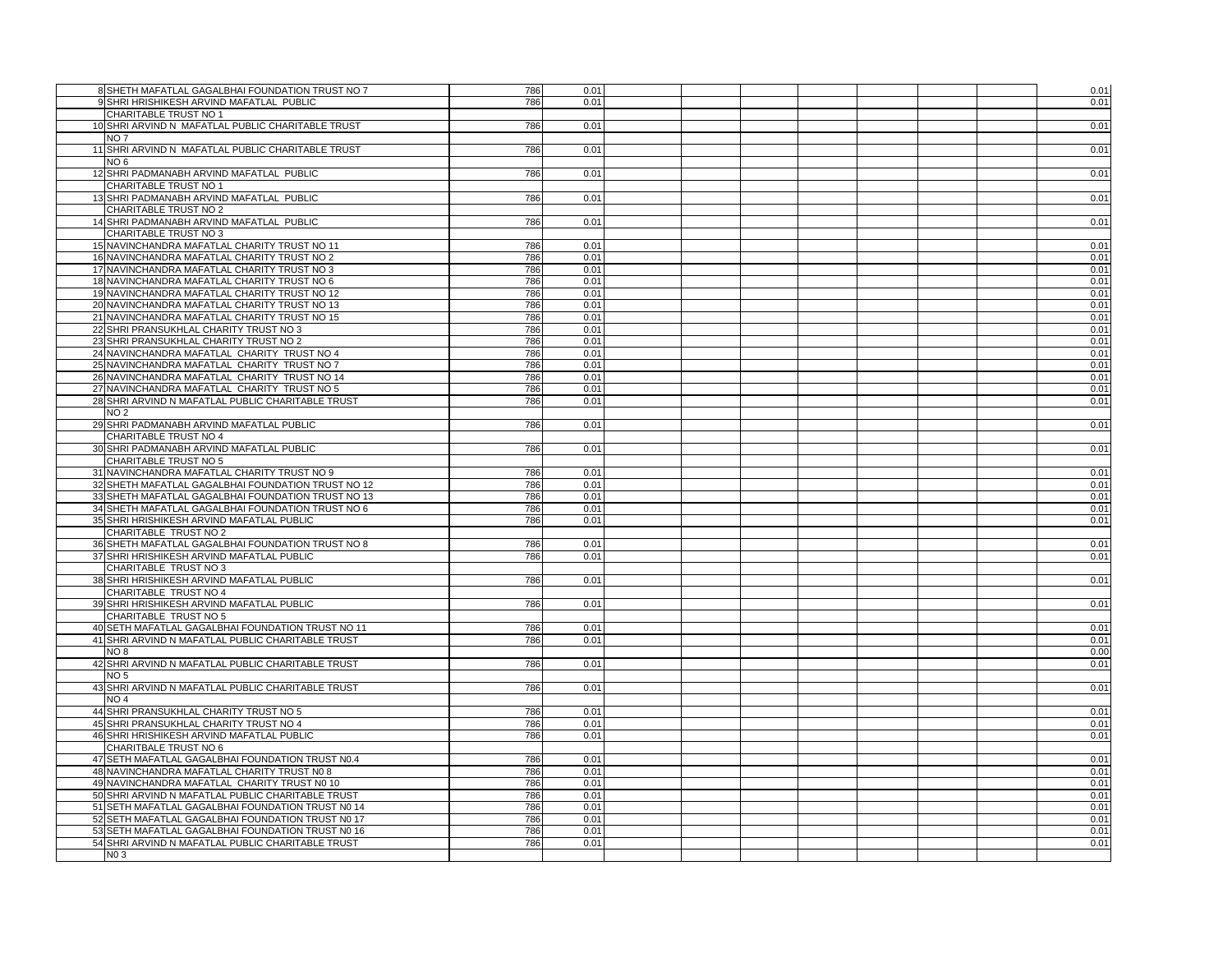| | | | | | | | | | | | |
|---|---|---|---|---|---|---|---|---|---|---|---|
| 8 | SHETH MAFATLAL GAGALBHAI FOUNDATION TRUST NO 7 | 786 | 0.01 | | | | | | | | 0.01 |
| 9 | SHRI HRISHIKESH ARVIND MAFATLAL PUBLIC | 786 | 0.01 | | | | | | | | 0.01 |
| | CHARITABLE TRUST NO 1 | | | | | | | | | | |
| 10 | SHRI ARVIND N MAFATLAL PUBLIC CHARITABLE TRUST | 786 | 0.01 | | | | | | | | 0.01 |
| | NO 7 | | | | | | | | | | |
| 11 | SHRI ARVIND N MAFATLAL PUBLIC CHARITABLE TRUST | 786 | 0.01 | | | | | | | | 0.01 |
| | NO 6 | | | | | | | | | | |
| 12 | SHRI PADMANABH ARVIND MAFATLAL PUBLIC | 786 | 0.01 | | | | | | | | 0.01 |
| | CHARITABLE TRUST NO 1 | | | | | | | | | | |
| 13 | SHRI PADMANABH ARVIND MAFATLAL PUBLIC | 786 | 0.01 | | | | | | | | 0.01 |
| | CHARITABLE TRUST NO 2 | | | | | | | | | | |
| 14 | SHRI PADMANABH ARVIND MAFATLAL PUBLIC | 786 | 0.01 | | | | | | | | 0.01 |
| | CHARITABLE TRUST NO 3 | | | | | | | | | | |
| 15 | NAVINCHANDRA MAFATLAL CHARITY TRUST NO 11 | 786 | 0.01 | | | | | | | | 0.01 |
| 16 | NAVINCHANDRA MAFATLAL CHARITY TRUST NO 2 | 786 | 0.01 | | | | | | | | 0.01 |
| 17 | NAVINCHANDRA MAFATLAL CHARITY TRUST NO 3 | 786 | 0.01 | | | | | | | | 0.01 |
| 18 | NAVINCHANDRA MAFATLAL CHARITY TRUST NO 6 | 786 | 0.01 | | | | | | | | 0.01 |
| 19 | NAVINCHANDRA MAFATLAL CHARITY TRUST NO 12 | 786 | 0.01 | | | | | | | | 0.01 |
| 20 | NAVINCHANDRA MAFATLAL CHARITY TRUST NO 13 | 786 | 0.01 | | | | | | | | 0.01 |
| 21 | NAVINCHANDRA MAFATLAL CHARITY TRUST NO 15 | 786 | 0.01 | | | | | | | | 0.01 |
| 22 | SHRI PRANSUKHLAL CHARITY TRUST NO 3 | 786 | 0.01 | | | | | | | | 0.01 |
| 23 | SHRI PRANSUKHLAL CHARITY TRUST NO 2 | 786 | 0.01 | | | | | | | | 0.01 |
| 24 | NAVINCHANDRA MAFATLAL CHARITY TRUST NO 4 | 786 | 0.01 | | | | | | | | 0.01 |
| 25 | NAVINCHANDRA MAFATLAL CHARITY TRUST NO 7 | 786 | 0.01 | | | | | | | | 0.01 |
| 26 | NAVINCHANDRA MAFATLAL CHARITY TRUST NO 14 | 786 | 0.01 | | | | | | | | 0.01 |
| 27 | NAVINCHANDRA MAFATLAL CHARITY TRUST NO 5 | 786 | 0.01 | | | | | | | | 0.01 |
| 28 | SHRI ARVIND N MAFATLAL PUBLIC CHARITABLE TRUST | 786 | 0.01 | | | | | | | | 0.01 |
| | NO 2 | | | | | | | | | | |
| 29 | SHRI PADMANABH ARVIND MAFATLAL PUBLIC | 786 | 0.01 | | | | | | | | 0.01 |
| | CHARITABLE TRUST NO 4 | | | | | | | | | | |
| 30 | SHRI PADMANABH ARVIND MAFATLAL PUBLIC | 786 | 0.01 | | | | | | | | 0.01 |
| | CHARITABLE TRUST NO 5 | | | | | | | | | | |
| 31 | NAVINCHANDRA MAFATLAL CHARITY TRUST NO 9 | 786 | 0.01 | | | | | | | | 0.01 |
| 32 | SHETH MAFATLAL GAGALBHAI FOUNDATION TRUST NO 12 | 786 | 0.01 | | | | | | | | 0.01 |
| 33 | SHETH MAFATLAL GAGALBHAI FOUNDATION TRUST NO 13 | 786 | 0.01 | | | | | | | | 0.01 |
| 34 | SHETH MAFATLAL GAGALBHAI FOUNDATION TRUST NO 6 | 786 | 0.01 | | | | | | | | 0.01 |
| 35 | SHRI HRISHIKESH ARVIND MAFATLAL PUBLIC | 786 | 0.01 | | | | | | | | 0.01 |
| | CHARITABLE TRUST NO 2 | | | | | | | | | | |
| 36 | SHETH MAFATLAL GAGALBHAI FOUNDATION TRUST NO 8 | 786 | 0.01 | | | | | | | | 0.01 |
| 37 | SHRI HRISHIKESH ARVIND MAFATLAL PUBLIC | 786 | 0.01 | | | | | | | | 0.01 |
| | CHARITABLE TRUST NO 3 | | | | | | | | | | |
| 38 | SHRI HRISHIKESH ARVIND MAFATLAL PUBLIC | 786 | 0.01 | | | | | | | | 0.01 |
| | CHARITABLE TRUST NO 4 | | | | | | | | | | |
| 39 | SHRI HRISHIKESH ARVIND MAFATLAL PUBLIC | 786 | 0.01 | | | | | | | | 0.01 |
| | CHARITABLE TRUST NO 5 | | | | | | | | | | |
| 40 | SETH MAFATLAL GAGALBHAI FOUNDATION TRUST NO 11 | 786 | 0.01 | | | | | | | | 0.01 |
| 41 | SHRI ARVIND N MAFATLAL PUBLIC CHARITABLE TRUST | 786 | 0.01 | | | | | | | | 0.01 |
| | NO 8 | | | | | | | | | | 0.00 |
| 42 | SHRI ARVIND N MAFATLAL PUBLIC CHARITABLE TRUST | 786 | 0.01 | | | | | | | | 0.01 |
| | NO 5 | | | | | | | | | | |
| 43 | SHRI ARVIND N MAFATLAL PUBLIC CHARITABLE TRUST | 786 | 0.01 | | | | | | | | 0.01 |
| | NO 4 | | | | | | | | | | |
| 44 | SHRI PRANSUKHLAL CHARITY TRUST NO 5 | 786 | 0.01 | | | | | | | | 0.01 |
| 45 | SHRI PRANSUKHLAL CHARITY TRUST NO 4 | 786 | 0.01 | | | | | | | | 0.01 |
| 46 | SHRI HRISHIKESH ARVIND MAFATLAL PUBLIC | 786 | 0.01 | | | | | | | | 0.01 |
| | CHARITBALE TRUST NO 6 | | | | | | | | | | |
| 47 | SETH MAFATLAL GAGALBHAI FOUNDATION TRUST N0.4 | 786 | 0.01 | | | | | | | | 0.01 |
| 48 | NAVINCHANDRA MAFATLAL CHARITY TRUST N0 8 | 786 | 0.01 | | | | | | | | 0.01 |
| 49 | NAVINCHANDRA MAFATLAL CHARITY TRUST N0 10 | 786 | 0.01 | | | | | | | | 0.01 |
| 50 | SHRI ARVIND N MAFATLAL PUBLIC CHARITABLE TRUST | 786 | 0.01 | | | | | | | | 0.01 |
| 51 | SETH MAFATLAL GAGALBHAI FOUNDATION TRUST N0 14 | 786 | 0.01 | | | | | | | | 0.01 |
| 52 | SETH MAFATLAL GAGALBHAI FOUNDATION TRUST N0 17 | 786 | 0.01 | | | | | | | | 0.01 |
| 53 | SETH MAFATLAL GAGALBHAI FOUNDATION TRUST N0 16 | 786 | 0.01 | | | | | | | | 0.01 |
| 54 | SHRI ARVIND N MAFATLAL PUBLIC CHARITABLE TRUST | 786 | 0.01 | | | | | | | | 0.01 |
| | N0 3 | | | | | | | | | | |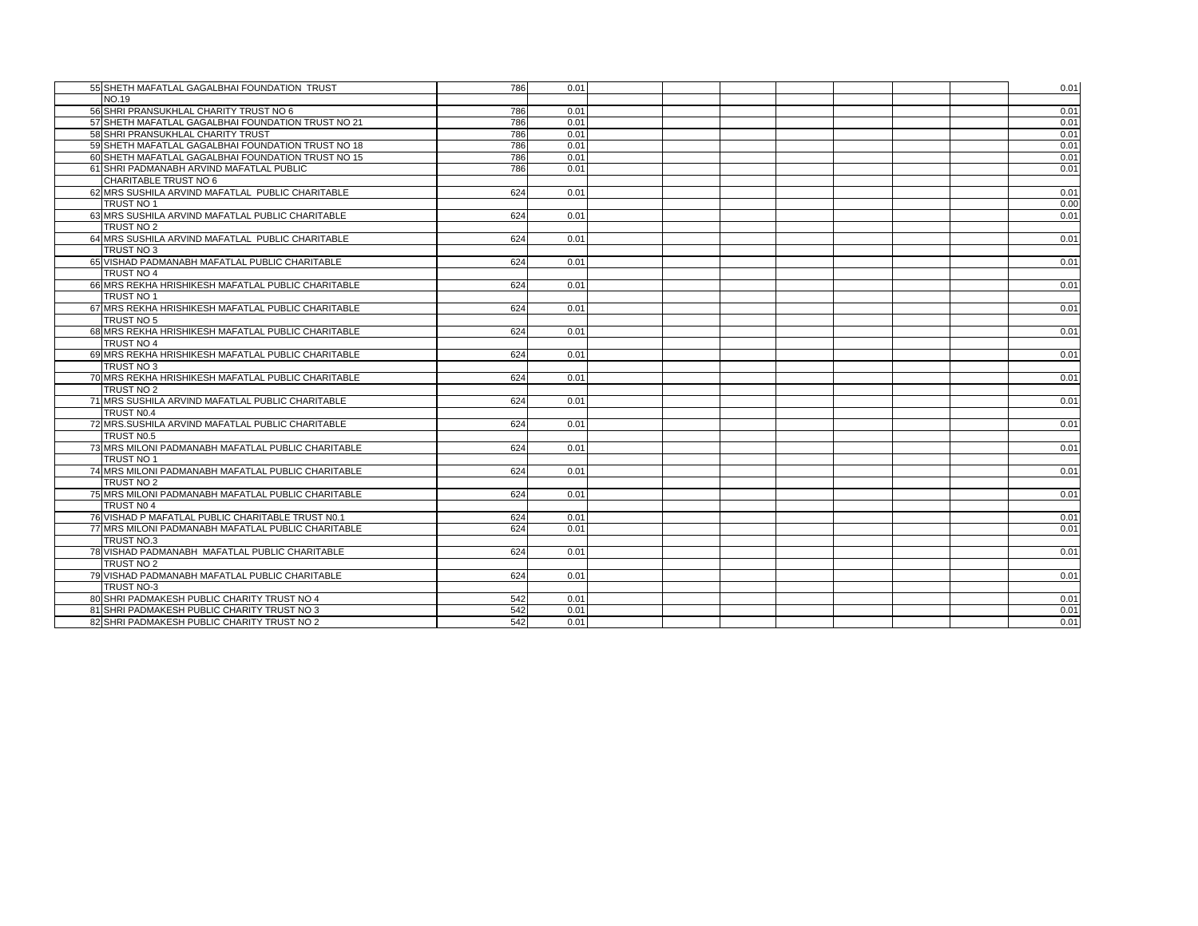| | | | | | | | | | | | |
|---|---|---|---|---|---|---|---|---|---|---|---|
| 55 | SHETH MAFATLAL GAGALBHAI FOUNDATION TRUST NO.19 | 786 | 0.01 | | | | | | | | 0.01 |
| 56 | SHRI PRANSUKHLAL CHARITY TRUST NO 6 | 786 | 0.01 | | | | | | | | 0.01 |
| 57 | SHETH MAFATLAL GAGALBHAI FOUNDATION TRUST NO 21 | 786 | 0.01 | | | | | | | | 0.01 |
| 58 | SHRI PRANSUKHLAL CHARITY TRUST | 786 | 0.01 | | | | | | | | 0.01 |
| 59 | SHETH MAFATLAL GAGALBHAI FOUNDATION TRUST NO 18 | 786 | 0.01 | | | | | | | | 0.01 |
| 60 | SHETH MAFATLAL GAGALBHAI FOUNDATION TRUST NO 15 | 786 | 0.01 | | | | | | | | 0.01 |
| 61 | SHRI PADMANABH ARVIND MAFATLAL PUBLIC CHARITABLE TRUST NO 6 | 786 | 0.01 | | | | | | | | 0.01 |
| 62 | MRS SUSHILA ARVIND MAFATLAL PUBLIC CHARITABLE TRUST NO 1 | 624 | 0.01 | | | | | | | | 0.01 0.00 |
| 63 | MRS SUSHILA ARVIND MAFATLAL PUBLIC CHARITABLE TRUST NO 2 | 624 | 0.01 | | | | | | | | 0.01 |
| 64 | MRS SUSHILA ARVIND MAFATLAL PUBLIC CHARITABLE TRUST NO 3 | 624 | 0.01 | | | | | | | | 0.01 |
| 65 | VISHAD PADMANABH MAFATLAL PUBLIC CHARITABLE TRUST NO 4 | 624 | 0.01 | | | | | | | | 0.01 |
| 66 | MRS REKHA HRISHIKESH MAFATLAL PUBLIC CHARITABLE TRUST NO 1 | 624 | 0.01 | | | | | | | | 0.01 |
| 67 | MRS REKHA HRISHIKESH MAFATLAL PUBLIC CHARITABLE TRUST NO 5 | 624 | 0.01 | | | | | | | | 0.01 |
| 68 | MRS REKHA HRISHIKESH MAFATLAL PUBLIC CHARITABLE TRUST NO 4 | 624 | 0.01 | | | | | | | | 0.01 |
| 69 | MRS REKHA HRISHIKESH MAFATLAL PUBLIC CHARITABLE TRUST NO 3 | 624 | 0.01 | | | | | | | | 0.01 |
| 70 | MRS REKHA HRISHIKESH MAFATLAL PUBLIC CHARITABLE TRUST NO 2 | 624 | 0.01 | | | | | | | | 0.01 |
| 71 | MRS SUSHILA ARVIND MAFATLAL PUBLIC CHARITABLE TRUST N0.4 | 624 | 0.01 | | | | | | | | 0.01 |
| 72 | MRS.SUSHILA ARVIND MAFATLAL PUBLIC CHARITABLE TRUST N0.5 | 624 | 0.01 | | | | | | | | 0.01 |
| 73 | MRS MILONI PADMANABH MAFATLAL PUBLIC CHARITABLE TRUST NO 1 | 624 | 0.01 | | | | | | | | 0.01 |
| 74 | MRS MILONI PADMANABH MAFATLAL PUBLIC CHARITABLE TRUST NO 2 | 624 | 0.01 | | | | | | | | 0.01 |
| 75 | MRS MILONI PADMANABH MAFATLAL PUBLIC CHARITABLE TRUST N0 4 | 624 | 0.01 | | | | | | | | 0.01 |
| 76 | VISHAD P MAFATLAL PUBLIC CHARITABLE TRUST N0.1 | 624 | 0.01 | | | | | | | | 0.01 |
| 77 | MRS MILONI PADMANABH MAFATLAL PUBLIC CHARITABLE TRUST NO.3 | 624 | 0.01 | | | | | | | | 0.01 |
| 78 | VISHAD PADMANABH MAFATLAL PUBLIC CHARITABLE TRUST NO 2 | 624 | 0.01 | | | | | | | | 0.01 |
| 79 | VISHAD PADMANABH MAFATLAL PUBLIC CHARITABLE TRUST NO-3 | 624 | 0.01 | | | | | | | | 0.01 |
| 80 | SHRI PADMAKESH PUBLIC CHARITY TRUST NO 4 | 542 | 0.01 | | | | | | | | 0.01 |
| 81 | SHRI PADMAKESH PUBLIC CHARITY TRUST NO 3 | 542 | 0.01 | | | | | | | | 0.01 |
| 82 | SHRI PADMAKESH PUBLIC CHARITY TRUST NO 2 | 542 | 0.01 | | | | | | | | 0.01 |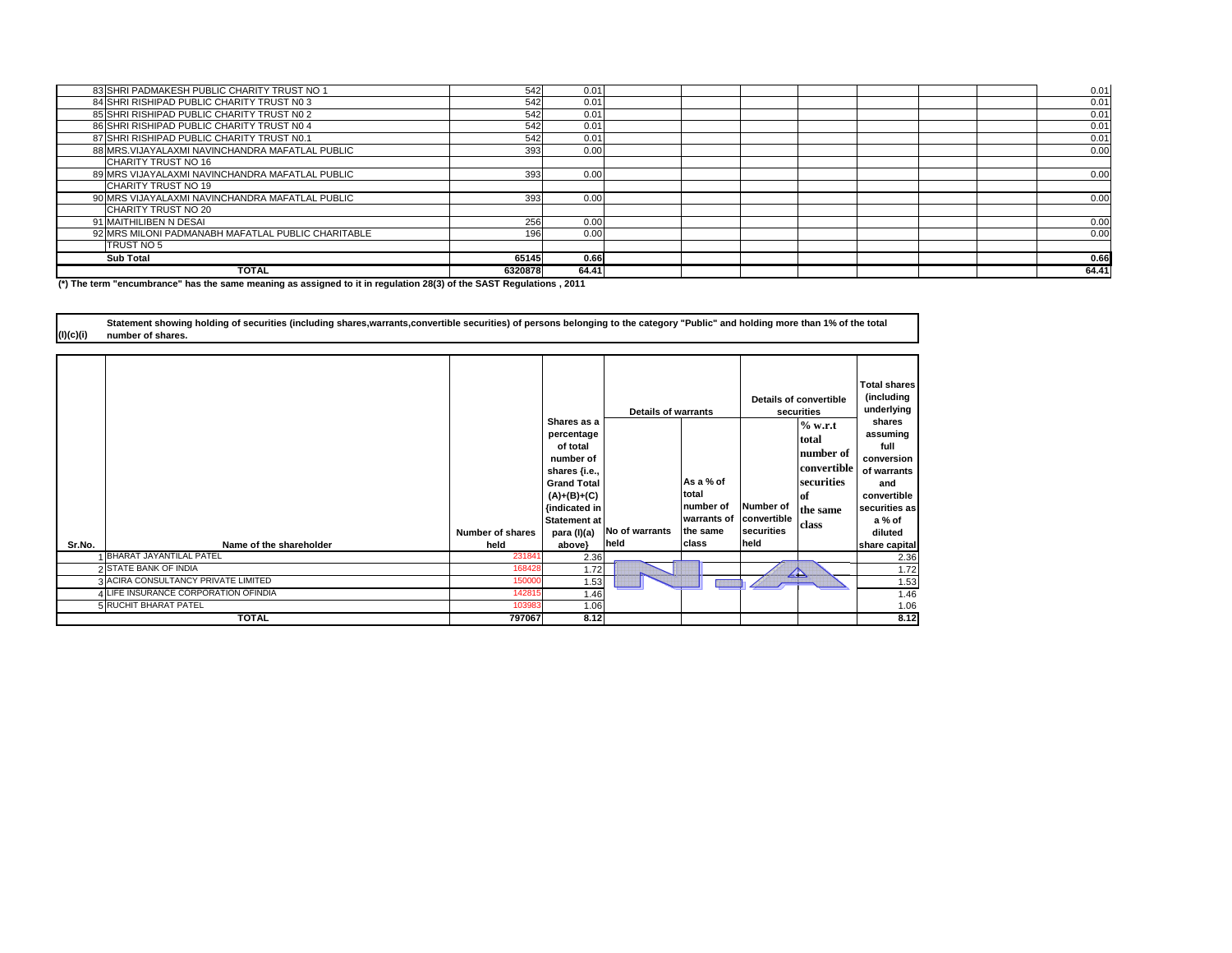| | | | | | | | | | | |
|---|---|---|---|---|---|---|---|---|---|---|
| 83 | SHRI PADMAKESH PUBLIC CHARITY TRUST NO 1 | 542 | 0.01 | | | | | | | 0.01 |
| 84 | SHRI RISHIPAD PUBLIC CHARITY TRUST N0 3 | 542 | 0.01 | | | | | | | 0.01 |
| 85 | SHRI RISHIPAD PUBLIC CHARITY TRUST N0 2 | 542 | 0.01 | | | | | | | 0.01 |
| 86 | SHRI RISHIPAD PUBLIC CHARITY TRUST N0 4 | 542 | 0.01 | | | | | | | 0.01 |
| 87 | SHRI RISHIPAD PUBLIC CHARITY TRUST N0.1 | 542 | 0.01 | | | | | | | 0.01 |
| 88 | MRS.VIJAYALAXMI NAVINCHANDRA MAFATLAL PUBLIC CHARITY TRUST NO 16 | 393 | 0.00 | | | | | | | 0.00 |
| 89 | MRS VIJAYALAXMI NAVINCHANDRA MAFATLAL PUBLIC CHARITY TRUST NO 19 | 393 | 0.00 | | | | | | | 0.00 |
| 90 | MRS VIJAYALAXMI NAVINCHANDRA MAFATLAL PUBLIC CHARITY TRUST NO 20 | 393 | 0.00 | | | | | | | 0.00 |
| 91 | MAITHILIBEN N DESAI | 256 | 0.00 | | | | | | | 0.00 |
| 92 | MRS MILONI PADMANABH MAFATLAL PUBLIC CHARITABLE TRUST NO 5 | 196 | 0.00 | | | | | | | 0.00 |
| | **Sub Total** | **65145** | **0.66** | | | | | | | **0.66** |
| | **TOTAL** | **6320878** | **64.41** | | | | | | | **64.41** |

**(*) The term "encumbrance" has the same meaning as assigned to it in regulation 28(3) of the SAST Regulations , 2011**

**(I)(c)(i)** **Statement showing holding of securities (including shares,warrants,convertible securities) of persons belonging to the category "Public" and holding more than 1% of the total number of shares.**

| Sr.No. | Name of the shareholder | Number of shares held | Shares as a percentage of total number of shares {i.e., Grand Total (A)+(B)+(C) {indicated in Statement at para (I)(a) above} | Details of warrants | | Details of convertible securities | | Total shares (including underlying shares assuming full conversion of warrants and convertible securities as a % of diluted share capital |
|---|---|---|---|---|---|---|---|---|
| | | | | No of warrants held | As a % of total number of warrants of the same class | Number of convertible securities held | % w.r.t total number of convertible securities of the same class | |
| 1 | BHARAT JAYANTILAL PATEL | 231841 | 2.36 | | | | | 2.36 |
| 2 | STATE BANK OF INDIA | 168428 | 1.72 | | | | | 1.72 |
| 3 | ACIRA CONSULTANCY PRIVATE LIMITED | 150000 | 1.53 | | | | | 1.53 |
| 4 | LIFE INSURANCE CORPORATION OFINDIA | 142815 | 1.46 | | | | | 1.46 |
| 5 | RUCHIT BHARAT PATEL | 103983 | 1.06 | | | | | 1.06 |
| | **TOTAL** | **797067** | **8.12** | | | | | **8.12** |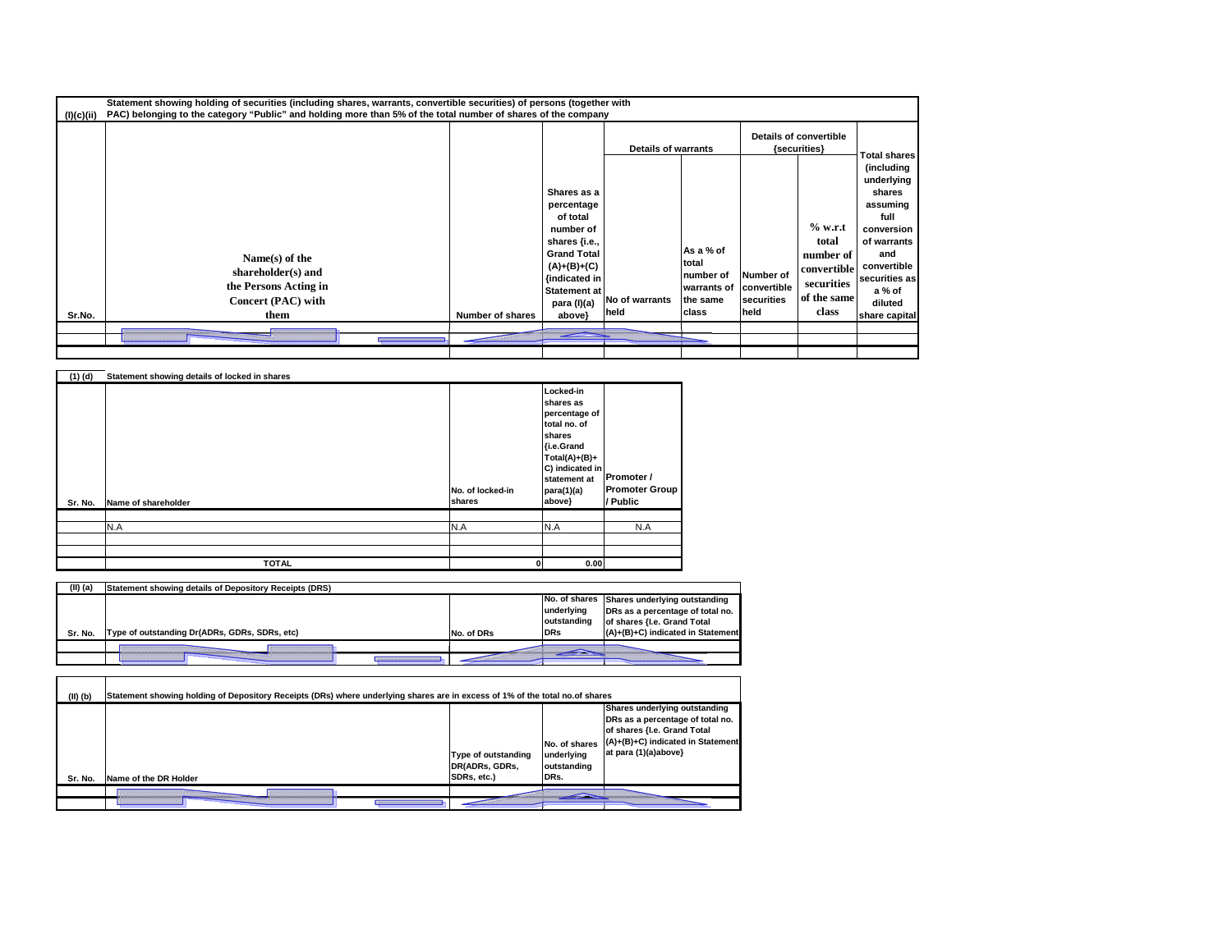**(I)(c)(ii)** Statement showing holding of securities (including shares, warrants, convertible securities) of persons (together with PAC) belonging to the category "Public" and holding more than 5% of the total number of shares of the company

| Sr.No. | Name(s) of the shareholder(s) and the Persons Acting in Concert (PAC) with them | Number of shares | Shares as a percentage of total number of shares {i.e., Grand Total (A)+(B)+(C) {indicated in Statement at para (I)(a) above} | Details of warrants | | Details of convertible {securities} | | Total shares (including underlying shares assuming full conversion of warrants and convertible securities as a % of diluted share capital |
|---|---|---|---|---|---|---|---|---|
| | | | | No of warrants held | As a % of total number of warrants of the same class | Number of convertible securities held | % w.r.t total number of convertible securities of the same class | |
| | | | | | | | | |

**(1) (d)** Statement showing details of locked in shares

| Sr. No. | Name of shareholder | No. of locked-in shares | Locked-in shares as percentage of total no. of shares {i.e.Grand Total(A)+(B)+C) indicated in statement at para(1)(a) above} | Promoter / Promoter Group / Public |
|---|---|---|---|---|
| | N.A | N.A | N.A | N.A |
| | | | | |
| | | | | |
| | TOTAL | 0 | 0.00 | |

**(II) (a)** Statement showing details of Depository Receipts (DRS)

| Sr. No. | Type of outstanding Dr(ADRs, GDRs, SDRs, etc) | No. of DRs | No. of shares underlying outstanding DRs | Shares underlying outstanding DRs as a percentage of total no. of shares {I.e. Grand Total (A)+(B)+C) indicated in Statement |
|---|---|---|---|---|
| | | | | |

**(II) (b)** Statement showing holding of Depository Receipts (DRs) where underlying shares are in excess of 1% of the total no.of shares

| Sr. No. | Name of the DR Holder | Type of outstanding DR(ADRs, GDRs, SDRs, etc.) | No. of shares underlying outstanding DRs. | Shares underlying outstanding DRs as a percentage of total no. of shares {I.e. Grand Total (A)+(B)+C) indicated in Statement at para (1)(a)above} |
|---|---|---|---|---|
| | | | | |